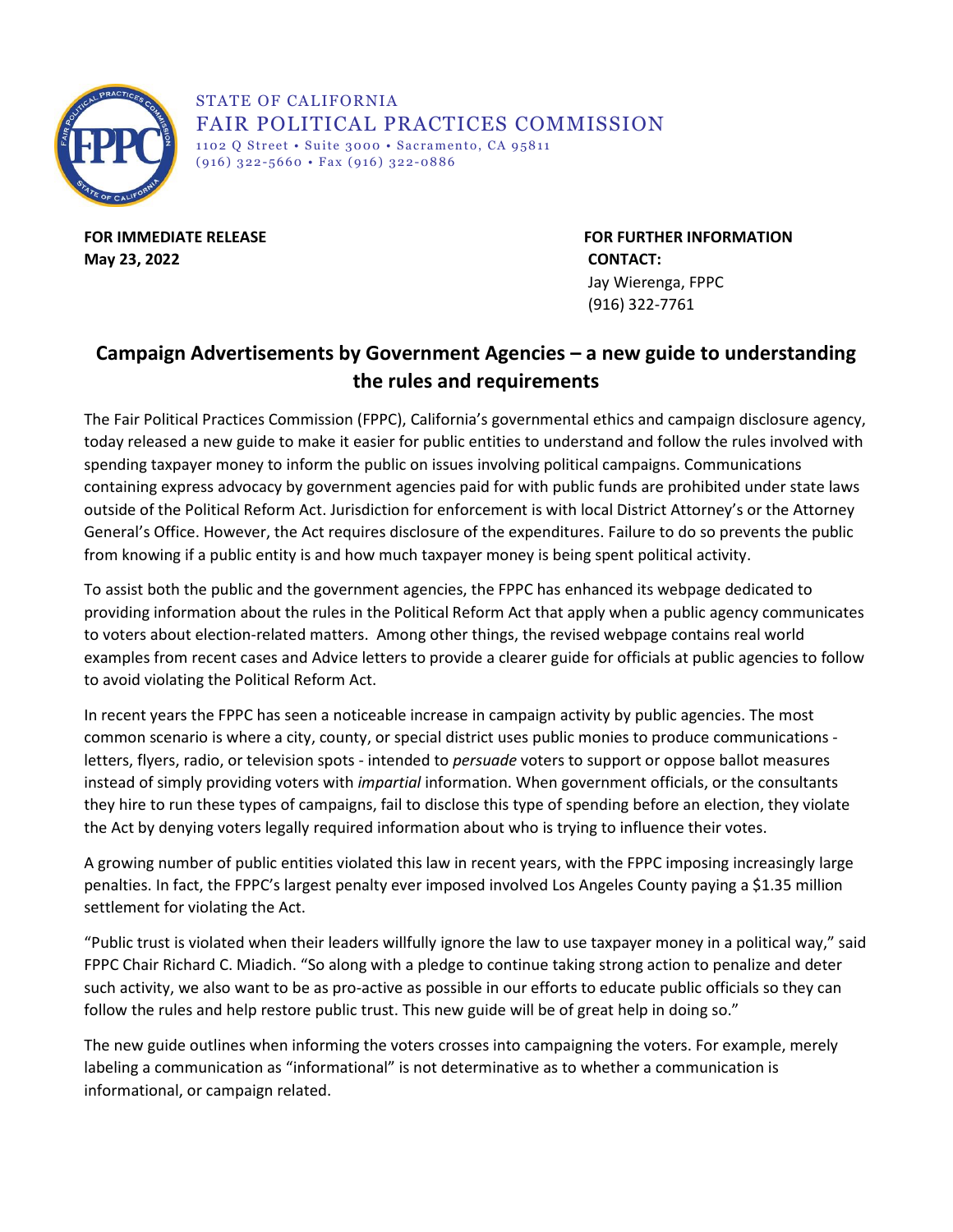STATE OF CALIFORNIA
FAIR POLITICAL PRACTICES COMMISSION
1102 Q Street • Suite 3000 • Sacramento, CA 95811
(916) 322-5660 • Fax (916) 322-0886

**FOR IMMEDIATE RELEASE**
**May 23, 2022**

**FOR FURTHER INFORMATION CONTACT:**
Jay Wierenga, FPPC
(916) 322-7761

## Campaign Advertisements by Government Agencies – a new guide to understanding the rules and requirements

The Fair Political Practices Commission (FPPC), California's governmental ethics and campaign disclosure agency, today released a new guide to make it easier for public entities to understand and follow the rules involved with spending taxpayer money to inform the public on issues involving political campaigns. Communications containing express advocacy by government agencies paid for with public funds are prohibited under state laws outside of the Political Reform Act. Jurisdiction for enforcement is with local District Attorney's or the Attorney General's Office. However, the Act requires disclosure of the expenditures. Failure to do so prevents the public from knowing if a public entity is and how much taxpayer money is being spent political activity.

To assist both the public and the government agencies, the FPPC has enhanced its webpage dedicated to providing information about the rules in the Political Reform Act that apply when a public agency communicates to voters about election-related matters. Among other things, the revised webpage contains real world examples from recent cases and Advice letters to provide a clearer guide for officials at public agencies to follow to avoid violating the Political Reform Act.

In recent years the FPPC has seen a noticeable increase in campaign activity by public agencies. The most common scenario is where a city, county, or special district uses public monies to produce communications - letters, flyers, radio, or television spots - intended to *persuade* voters to support or oppose ballot measures instead of simply providing voters with *impartial* information. When government officials, or the consultants they hire to run these types of campaigns, fail to disclose this type of spending before an election, they violate the Act by denying voters legally required information about who is trying to influence their votes.

A growing number of public entities violated this law in recent years, with the FPPC imposing increasingly large penalties. In fact, the FPPC's largest penalty ever imposed involved Los Angeles County paying a $1.35 million settlement for violating the Act.

"Public trust is violated when their leaders willfully ignore the law to use taxpayer money in a political way," said FPPC Chair Richard C. Miadich. "So along with a pledge to continue taking strong action to penalize and deter such activity, we also want to be as pro-active as possible in our efforts to educate public officials so they can follow the rules and help restore public trust. This new guide will be of great help in doing so."

The new guide outlines when informing the voters crosses into campaigning the voters. For example, merely labeling a communication as "informational" is not determinative as to whether a communication is informational, or campaign related.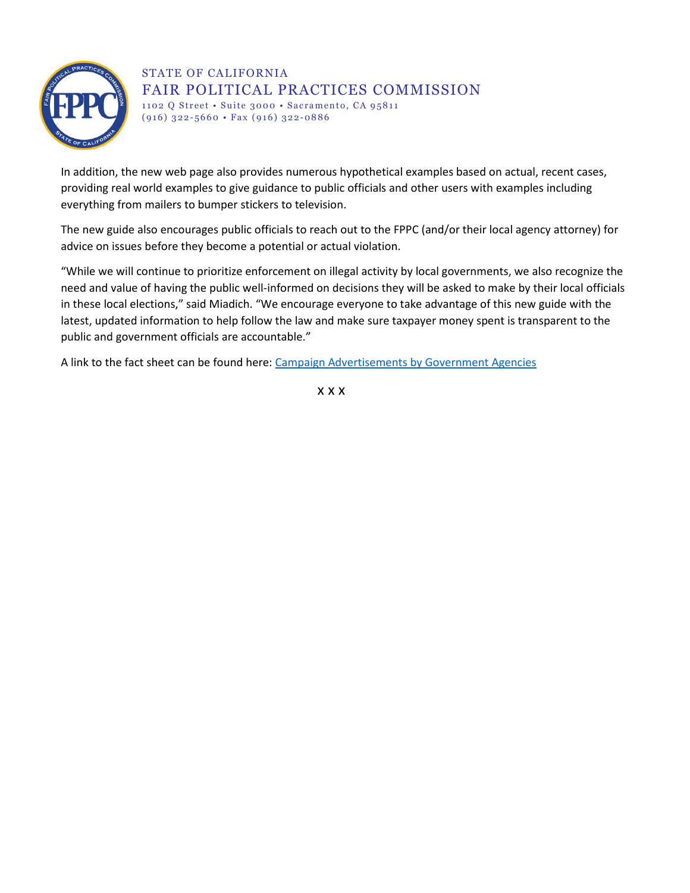STATE OF CALIFORNIA
FAIR POLITICAL PRACTICES COMMISSION
1102 Q Street • Suite 3000 • Sacramento, CA 95811
(916) 322-5660 • Fax (916) 322-0886

In addition, the new web page also provides numerous hypothetical examples based on actual, recent cases, providing real world examples to give guidance to public officials and other users with examples including everything from mailers to bumper stickers to television.

The new guide also encourages public officials to reach out to the FPPC (and/or their local agency attorney) for advice on issues before they become a potential or actual violation.

"While we will continue to prioritize enforcement on illegal activity by local governments, we also recognize the need and value of having the public well-informed on decisions they will be asked to make by their local officials in these local elections," said Miadich. "We encourage everyone to take advantage of this new guide with the latest, updated information to help follow the law and make sure taxpayer money spent is transparent to the public and government officials are accountable."

A link to the fact sheet can be found here: Campaign Advertisements by Government Agencies

x x x